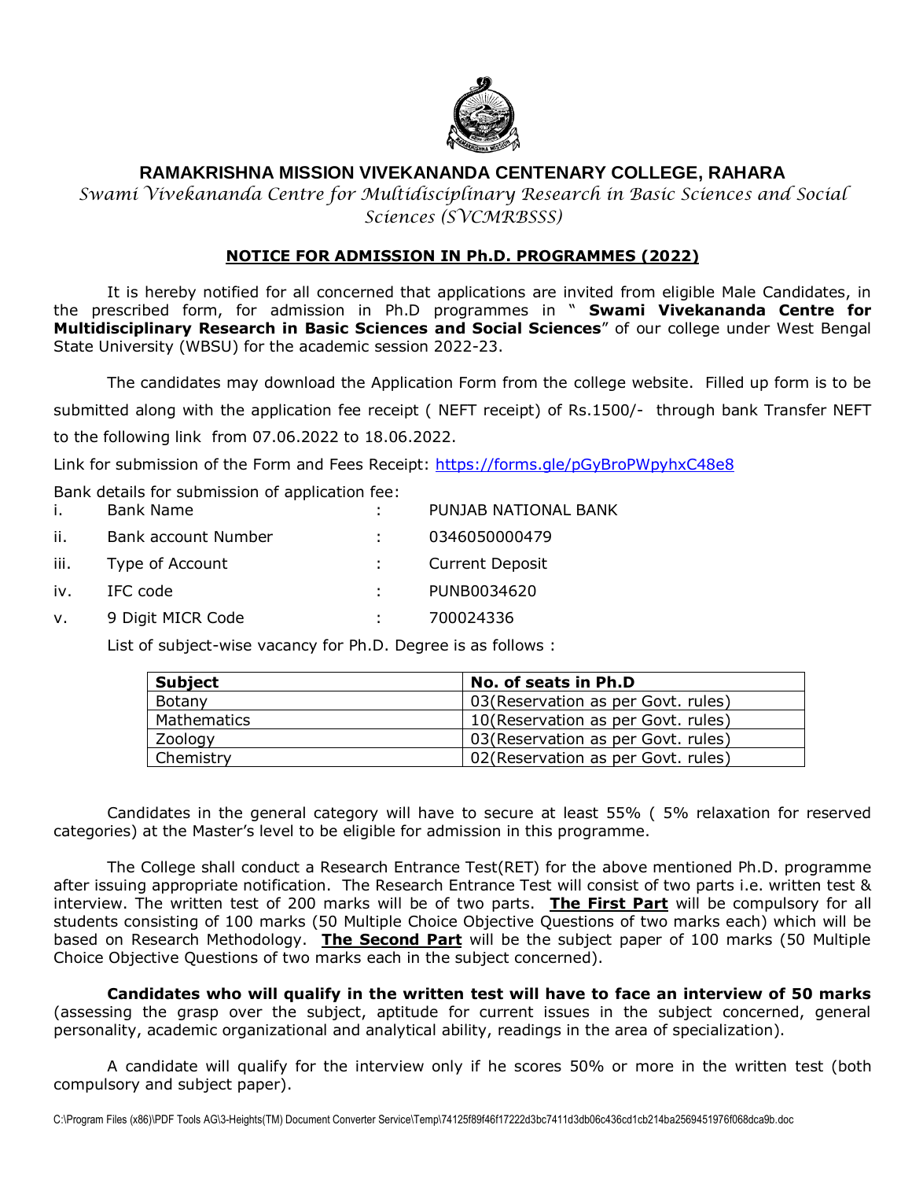# RAMAKRISHNA MISSION VIVEKANANDA CENTENARY COLLEGE, RAHARA

*Swami Vivekananda Centre for Multidisciplinary Research in Basic Sciences and Social Sciences (SVCMRBSSS)*

## NOTICE FOR ADMISSION IN Ph.D. PROGRAMMES (2022)

It is hereby notified for all concerned that applications are invited from eligible Male Candidates, in the prescribed form, for admission in Ph.D programmes in " **Swami Vivekananda Centre for Multidisciplinary Research in Basic Sciences and Social Sciences**" of our college under West Bengal State University (WBSU) for the academic session 2022-23.

The candidates may download the Application Form from the college website. Filled up form is to be submitted along with the application fee receipt ( NEFT receipt) of Rs.1500/- through bank Transfer NEFT to the following link from 07.06.2022 to 18.06.2022.

Link for submission of the Form and Fees Receipt: https://forms.gle/pGyBroPWpyhxC48e8

Bank details for submission of application fee:

| | | | |
|---|---|---|---|
| i. | Bank Name | : | PUNJAB NATIONAL BANK |
| ii. | Bank account Number | : | 0346050000479 |
| iii. | Type of Account | : | Current Deposit |
| iv. | IFC code | : | PUNB0034620 |
| v. | 9 Digit MICR Code | : | 700024336 |

List of subject-wise vacancy for Ph.D. Degree is as follows :

| Subject | No. of seats in Ph.D |
|---|---|
| Botany | 03(Reservation as per Govt. rules) |
| Mathematics | 10(Reservation as per Govt. rules) |
| Zoology | 03(Reservation as per Govt. rules) |
| Chemistry | 02(Reservation as per Govt. rules) |

Candidates in the general category will have to secure at least 55% ( 5% relaxation for reserved categories) at the Master's level to be eligible for admission in this programme.

The College shall conduct a Research Entrance Test(RET) for the above mentioned Ph.D. programme after issuing appropriate notification. The Research Entrance Test will consist of two parts i.e. written test & interview. The written test of 200 marks will be of two parts. **The First Part** will be compulsory for all students consisting of 100 marks (50 Multiple Choice Objective Questions of two marks each) which will be based on Research Methodology. **The Second Part** will be the subject paper of 100 marks (50 Multiple Choice Objective Questions of two marks each in the subject concerned).

**Candidates who will qualify in the written test will have to face an interview of 50 marks** (assessing the grasp over the subject, aptitude for current issues in the subject concerned, general personality, academic organizational and analytical ability, readings in the area of specialization).

A candidate will qualify for the interview only if he scores 50% or more in the written test (both compulsory and subject paper).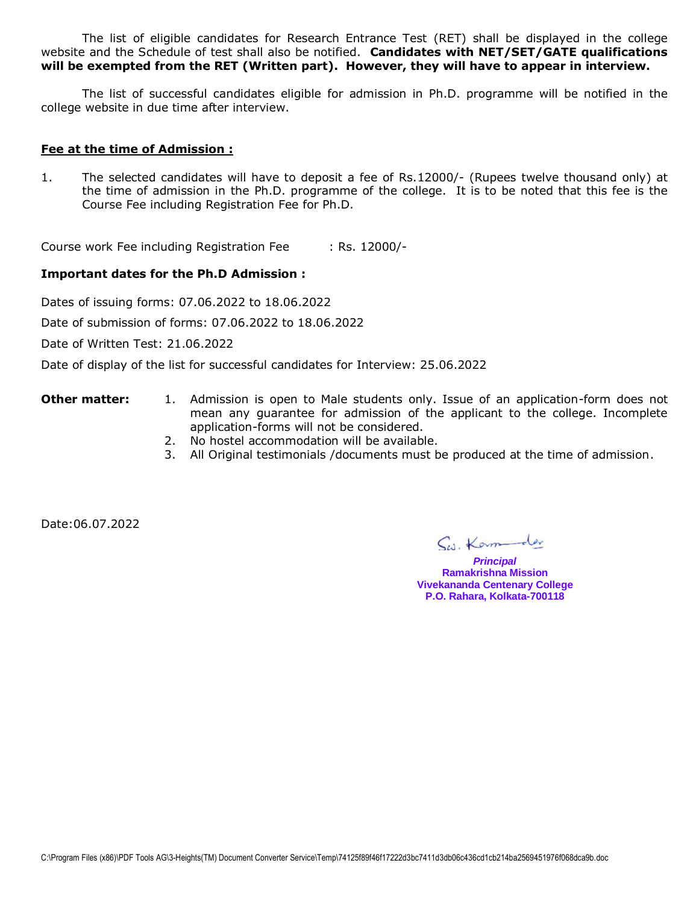The list of eligible candidates for Research Entrance Test (RET) shall be displayed in the college website and the Schedule of test shall also be notified. **Candidates with NET/SET/GATE qualifications will be exempted from the RET (Written part). However, they will have to appear in interview.**

The list of successful candidates eligible for admission in Ph.D. programme will be notified in the college website in due time after interview.

## Fee at the time of Admission :

1. The selected candidates will have to deposit a fee of Rs.12000/- (Rupees twelve thousand only) at the time of admission in the Ph.D. programme of the college. It is to be noted that this fee is the Course Fee including Registration Fee for Ph.D.

Course work Fee including Registration Fee : Rs. 12000/-

**Important dates for the Ph.D Admission :**

Dates of issuing forms: 07.06.2022 to 18.06.2022

Date of submission of forms: 07.06.2022 to 18.06.2022

Date of Written Test: 21.06.2022

Date of display of the list for successful candidates for Interview: 25.06.2022

**Other matter:**

1. Admission is open to Male students only. Issue of an application-form does not mean any guarantee for admission of the applicant to the college. Incomplete application-forms will not be considered.
2. No hostel accommodation will be available.
3. All Original testimonials /documents must be produced at the time of admission.

Date:06.07.2022

Sw. Kamalastananda

***Principal***
**Ramakrishna Mission**
**Vivekananda Centenary College**
**P.O. Rahara, Kolkata-700118**

C:\Program Files (x86)\PDF Tools AG\3-Heights(TM) Document Converter Service\Temp\74125f89f46f17222d3bc7411d3db06c436cd1cb214ba2569451976f068dca9b.doc